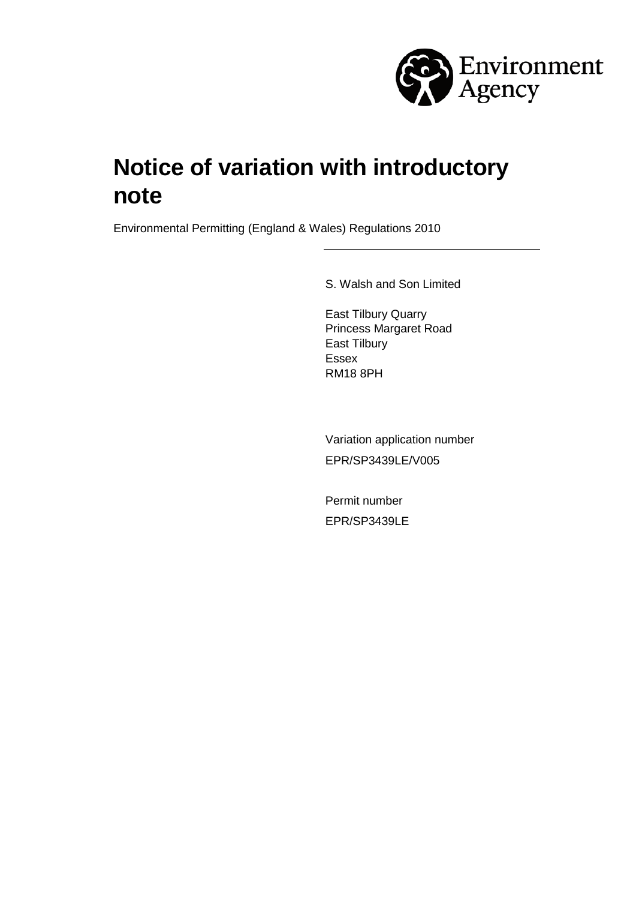Environment Agency

# Notice of variation with introductory note

Environmental Permitting (England & Wales) Regulations 2010

S. Walsh and Son Limited

East Tilbury Quarry
Princess Margaret Road
East Tilbury
Essex
RM18 8PH

Variation application number
EPR/SP3439LE/V005

Permit number
EPR/SP3439LE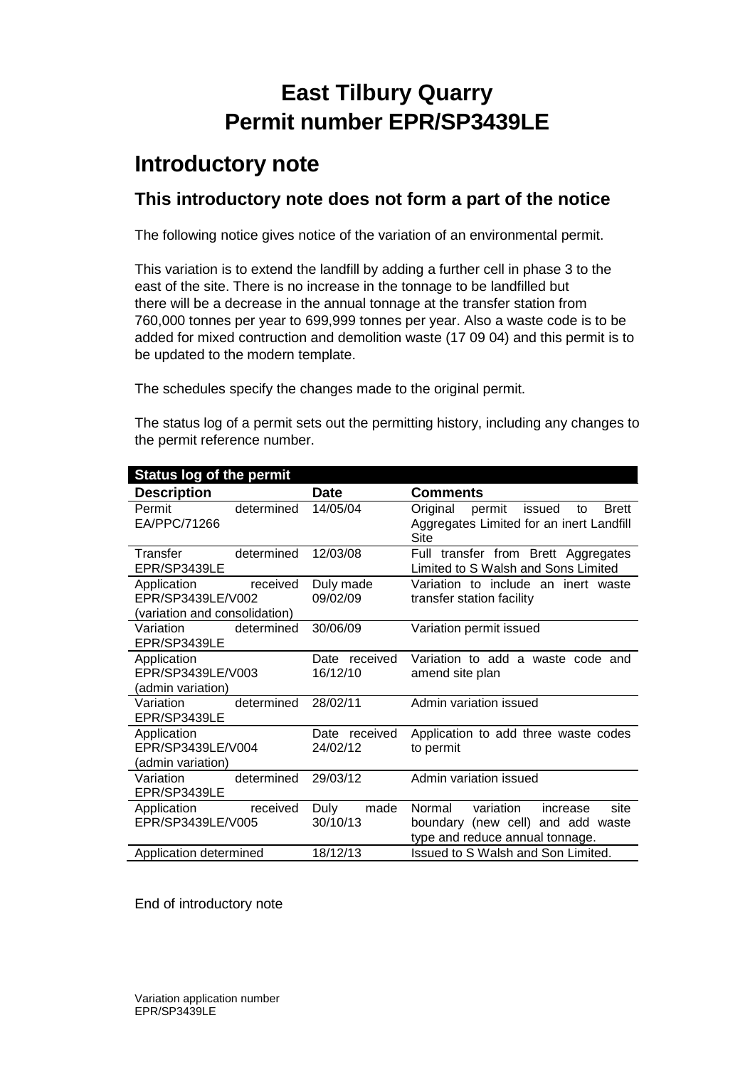# East Tilbury Quarry
# Permit number EPR/SP3439LE

## Introductory note

### This introductory note does not form a part of the notice

The following notice gives notice of the variation of an environmental permit.

This variation is to extend the landfill by adding a further cell in phase 3 to the east of the site. There is no increase in the tonnage to be landfilled but there will be a decrease in the annual tonnage at the transfer station from 760,000 tonnes per year to 699,999 tonnes per year. Also a waste code is to be added for mixed contruction and demolition waste (17 09 04) and this permit is to be updated to the modern template.

The schedules specify the changes made to the original permit.

The status log of a permit sets out the permitting history, including any changes to the permit reference number.

| **Status log of the permit** | | |
|---|---|---|
| **Description** | **Date** | **Comments** |
| Permit determined EA/PPC/71266 | 14/05/04 | Original permit issued to Brett Aggregates Limited for an inert Landfill Site |
| Transfer determined EPR/SP3439LE | 12/03/08 | Full transfer from Brett Aggregates Limited to S Walsh and Sons Limited |
| Application received EPR/SP3439LE/V002 (variation and consolidation) | Duly made 09/02/09 | Variation to include an inert waste transfer station facility |
| Variation determined EPR/SP3439LE | 30/06/09 | Variation permit issued |
| Application EPR/SP3439LE/V003 (admin variation) | Date received 16/12/10 | Variation to add a waste code and amend site plan |
| Variation determined EPR/SP3439LE | 28/02/11 | Admin variation issued |
| Application EPR/SP3439LE/V004 (admin variation) | Date received 24/02/12 | Application to add three waste codes to permit |
| Variation determined EPR/SP3439LE | 29/03/12 | Admin variation issued |
| Application received EPR/SP3439LE/V005 | Duly made 30/10/13 | Normal variation increase site boundary (new cell) and add waste type and reduce annual tonnage. |
| Application determined | 18/12/13 | Issued to S Walsh and Son Limited. |

End of introductory note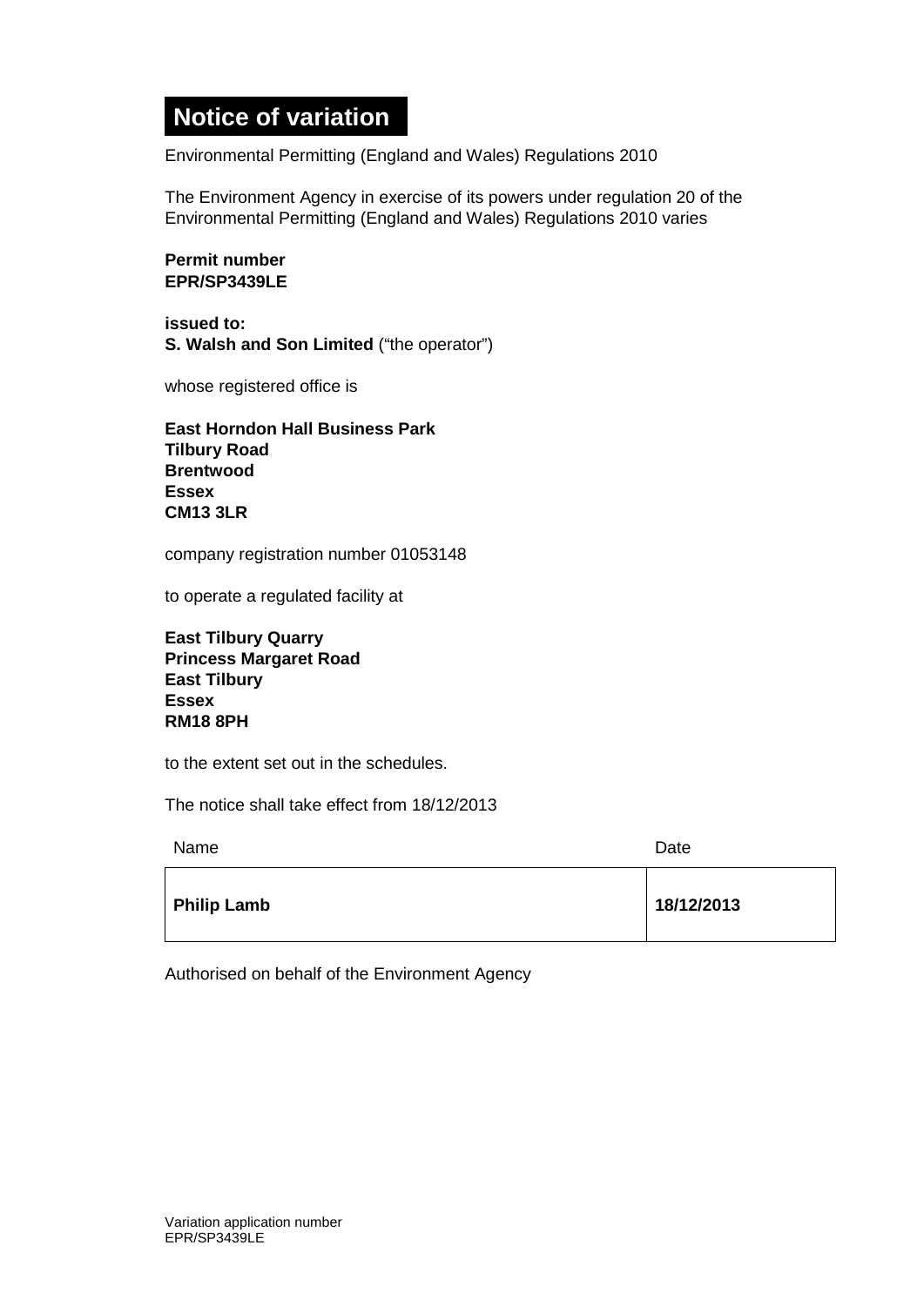# Notice of variation

Environmental Permitting (England and Wales) Regulations 2010

The Environment Agency in exercise of its powers under regulation 20 of the Environmental Permitting (England and Wales) Regulations 2010 varies

**Permit number**
**EPR/SP3439LE**

**issued to:**
**S. Walsh and Son Limited** ("the operator")

whose registered office is

**East Horndon Hall Business Park**
**Tilbury Road**
**Brentwood**
**Essex**
**CM13 3LR**

company registration number 01053148

to operate a regulated facility at

**East Tilbury Quarry**
**Princess Margaret Road**
**East Tilbury**
**Essex**
**RM18 8PH**

to the extent set out in the schedules.

The notice shall take effect from 18/12/2013

| Name | Date |
|---|---|
| **Philip Lamb** | **18/12/2013** |

Authorised on behalf of the Environment Agency

Variation application number
EPR/SP3439LE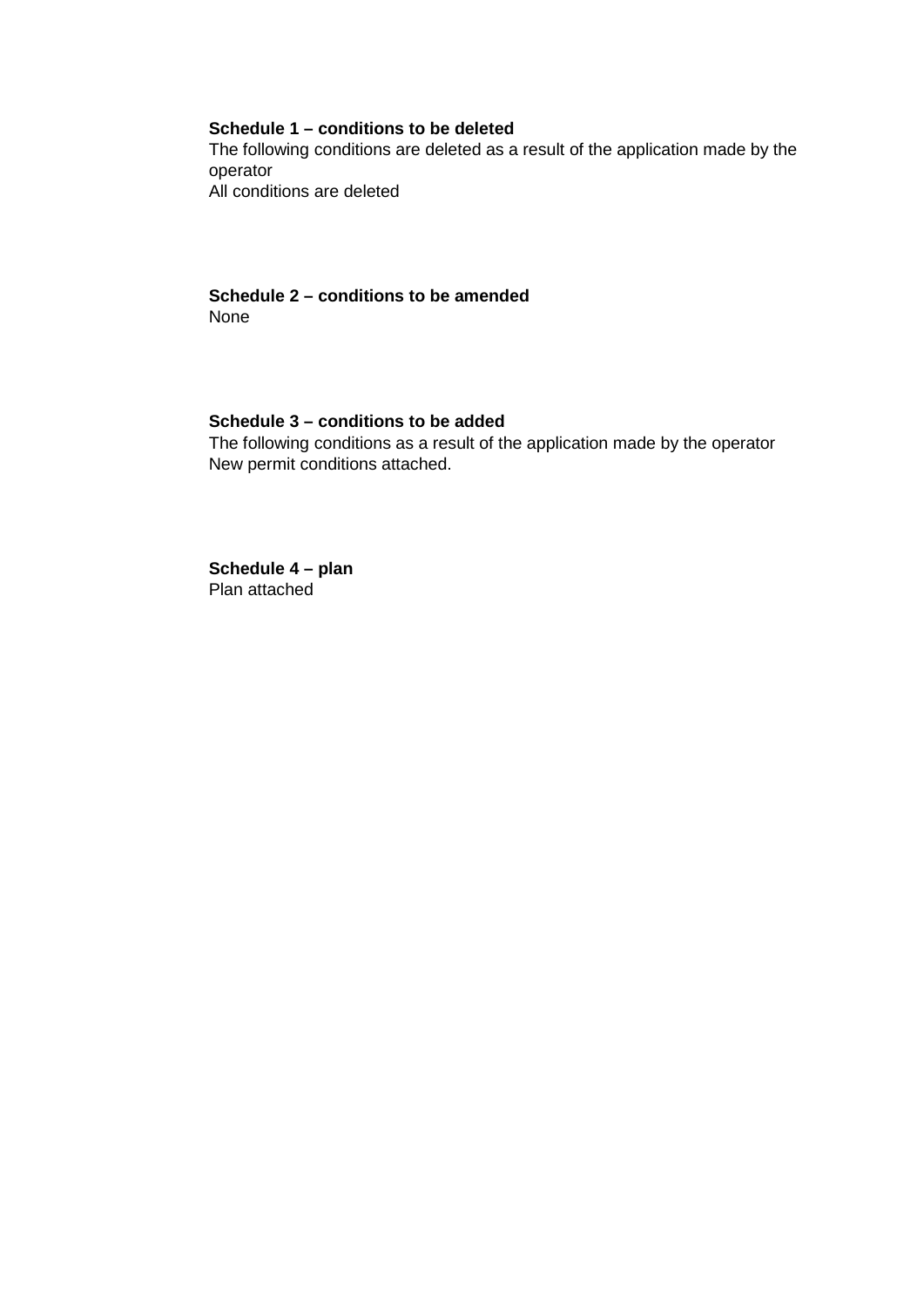**Schedule 1 – conditions to be deleted**

The following conditions are deleted as a result of the application made by the operator

All conditions are deleted

**Schedule 2 – conditions to be amended**

None

**Schedule 3 – conditions to be added**

The following conditions as a result of the application made by the operator

New permit conditions attached.

**Schedule 4 – plan**

Plan attached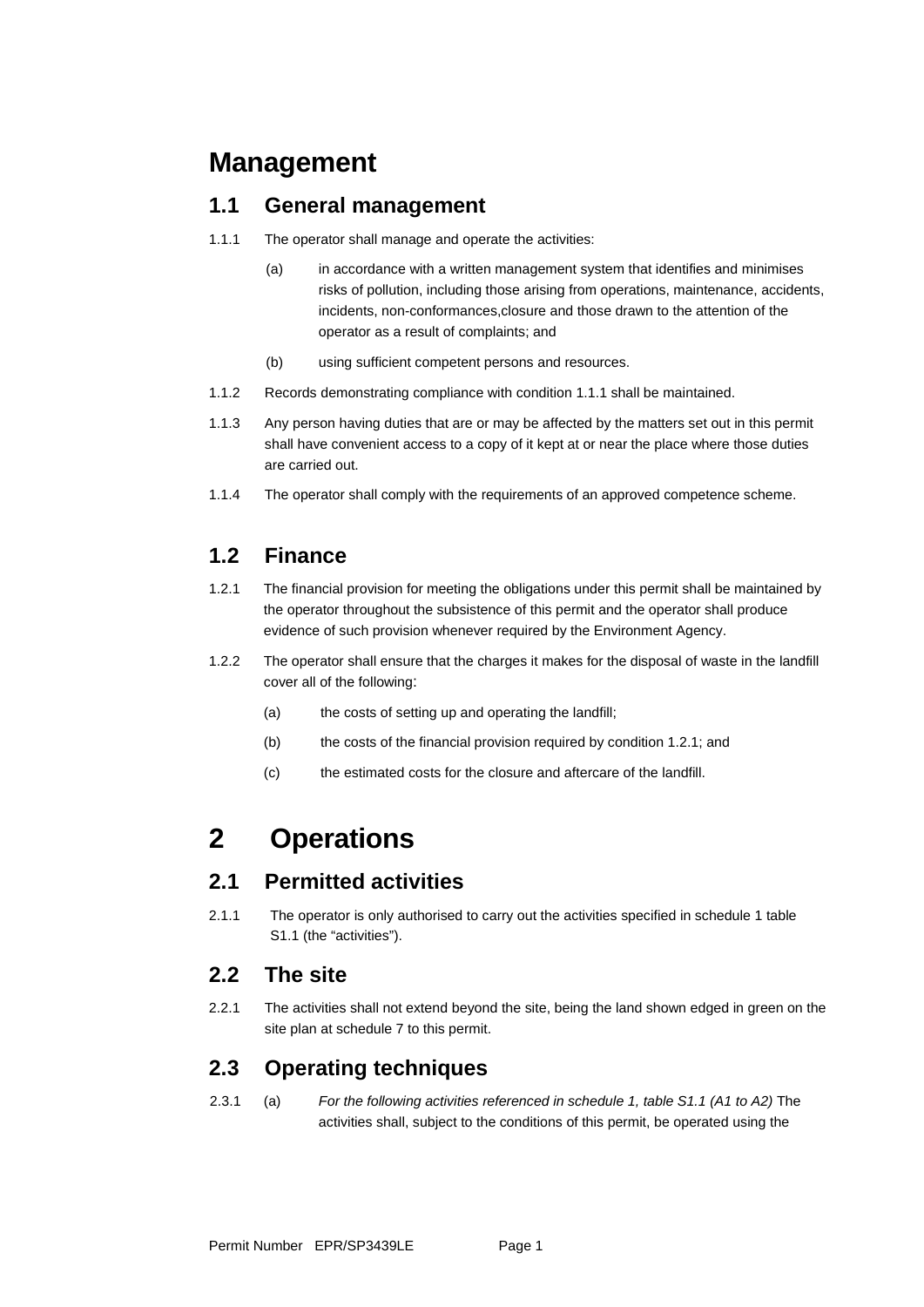# Management

## 1.1 General management

1.1.1 The operator shall manage and operate the activities:

(a) in accordance with a written management system that identifies and minimises risks of pollution, including those arising from operations, maintenance, accidents, incidents, non-conformances,closure and those drawn to the attention of the operator as a result of complaints; and

(b) using sufficient competent persons and resources.

1.1.2 Records demonstrating compliance with condition 1.1.1 shall be maintained.

1.1.3 Any person having duties that are or may be affected by the matters set out in this permit shall have convenient access to a copy of it kept at or near the place where those duties are carried out.

1.1.4 The operator shall comply with the requirements of an approved competence scheme.

## 1.2 Finance

1.2.1 The financial provision for meeting the obligations under this permit shall be maintained by the operator throughout the subsistence of this permit and the operator shall produce evidence of such provision whenever required by the Environment Agency.

1.2.2 The operator shall ensure that the charges it makes for the disposal of waste in the landfill cover all of the following:

(a) the costs of setting up and operating the landfill;

(b) the costs of the financial provision required by condition 1.2.1; and

(c) the estimated costs for the closure and aftercare of the landfill.

# 2 Operations

## 2.1 Permitted activities

2.1.1 The operator is only authorised to carry out the activities specified in schedule 1 table S1.1 (the “activities”).

## 2.2 The site

2.2.1 The activities shall not extend beyond the site, being the land shown edged in green on the site plan at schedule 7 to this permit.

## 2.3 Operating techniques

2.3.1 (a) *For the following activities referenced in schedule 1, table S1.1 (A1 to A2)* The activities shall, subject to the conditions of this permit, be operated using the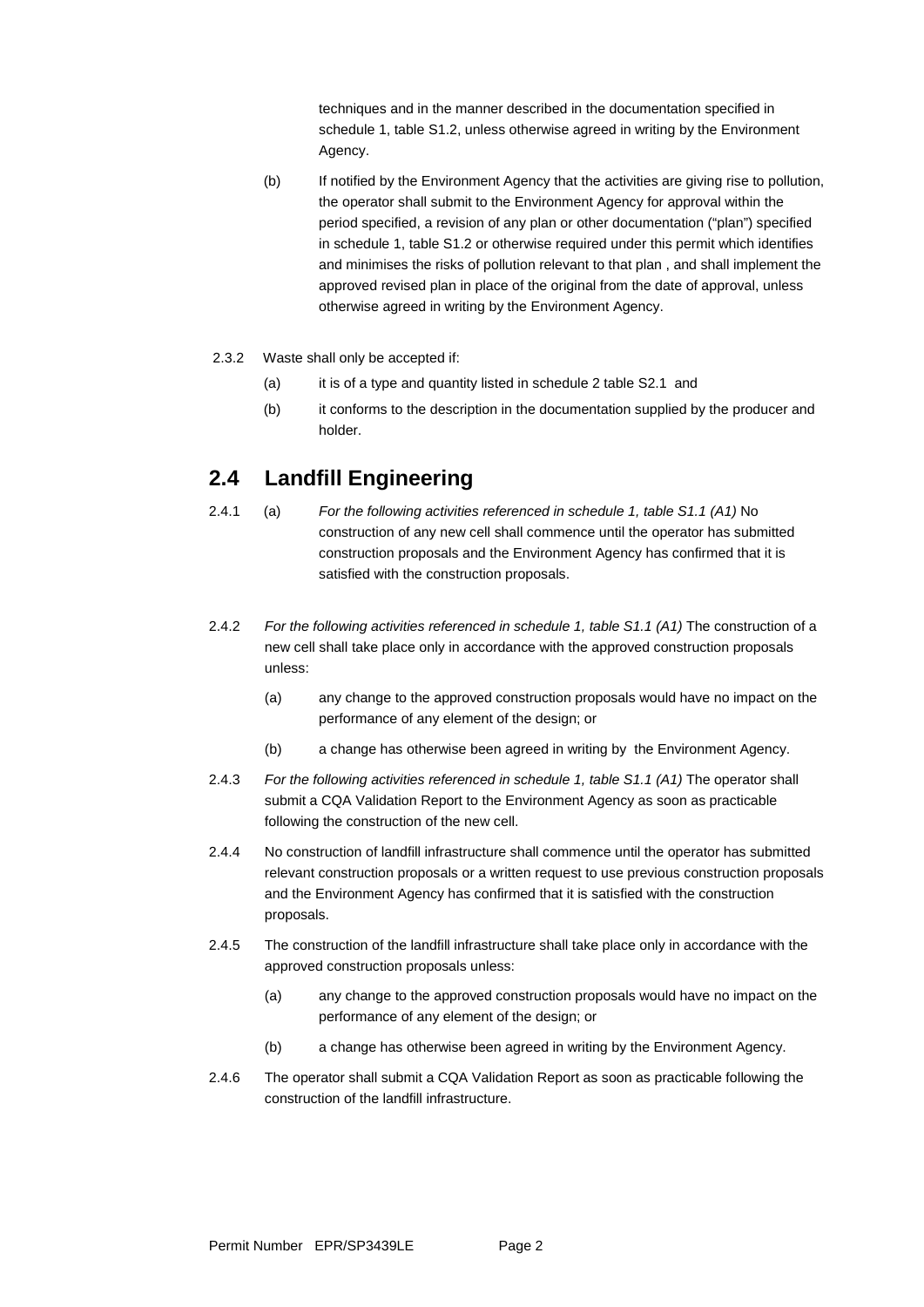techniques and in the manner described in the documentation specified in schedule 1, table S1.2, unless otherwise agreed in writing by the Environment Agency.

(b) If notified by the Environment Agency that the activities are giving rise to pollution, the operator shall submit to the Environment Agency for approval within the period specified, a revision of any plan or other documentation ("plan") specified in schedule 1, table S1.2 or otherwise required under this permit which identifies and minimises the risks of pollution relevant to that plan , and shall implement the approved revised plan in place of the original from the date of approval, unless otherwise agreed in writing by the Environment Agency.

2.3.2 Waste shall only be accepted if:

(a) it is of a type and quantity listed in schedule 2 table S2.1 and

(b) it conforms to the description in the documentation supplied by the producer and holder.

## 2.4 Landfill Engineering

2.4.1 (a) *For the following activities referenced in schedule 1, table S1.1 (A1)* No construction of any new cell shall commence until the operator has submitted construction proposals and the Environment Agency has confirmed that it is satisfied with the construction proposals.

2.4.2 *For the following activities referenced in schedule 1, table S1.1 (A1)* The construction of a new cell shall take place only in accordance with the approved construction proposals unless:

(a) any change to the approved construction proposals would have no impact on the performance of any element of the design; or

(b) a change has otherwise been agreed in writing by the Environment Agency.

2.4.3 *For the following activities referenced in schedule 1, table S1.1 (A1)* The operator shall submit a CQA Validation Report to the Environment Agency as soon as practicable following the construction of the new cell.

2.4.4 No construction of landfill infrastructure shall commence until the operator has submitted relevant construction proposals or a written request to use previous construction proposals and the Environment Agency has confirmed that it is satisfied with the construction proposals.

2.4.5 The construction of the landfill infrastructure shall take place only in accordance with the approved construction proposals unless:

(a) any change to the approved construction proposals would have no impact on the performance of any element of the design; or

(b) a change has otherwise been agreed in writing by the Environment Agency.

2.4.6 The operator shall submit a CQA Validation Report as soon as practicable following the construction of the landfill infrastructure.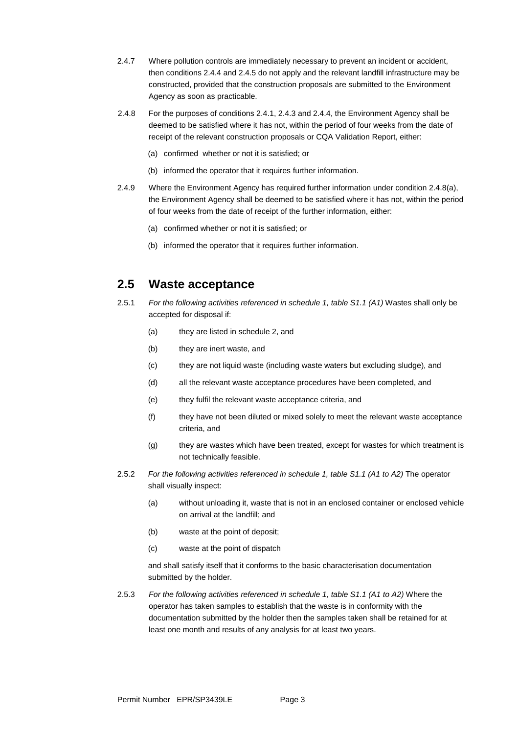2.4.7 Where pollution controls are immediately necessary to prevent an incident or accident, then conditions 2.4.4 and 2.4.5 do not apply and the relevant landfill infrastructure may be constructed, provided that the construction proposals are submitted to the Environment Agency as soon as practicable.

2.4.8 For the purposes of conditions 2.4.1, 2.4.3 and 2.4.4, the Environment Agency shall be deemed to be satisfied where it has not, within the period of four weeks from the date of receipt of the relevant construction proposals or CQA Validation Report, either:

(a) confirmed whether or not it is satisfied; or

(b) informed the operator that it requires further information.

2.4.9 Where the Environment Agency has required further information under condition 2.4.8(a), the Environment Agency shall be deemed to be satisfied where it has not, within the period of four weeks from the date of receipt of the further information, either:

(a) confirmed whether or not it is satisfied; or

(b) informed the operator that it requires further information.

## 2.5 Waste acceptance

2.5.1 *For the following activities referenced in schedule 1, table S1.1 (A1)* Wastes shall only be accepted for disposal if:

(a) they are listed in schedule 2, and

(b) they are inert waste, and

(c) they are not liquid waste (including waste waters but excluding sludge), and

(d) all the relevant waste acceptance procedures have been completed, and

(e) they fulfil the relevant waste acceptance criteria, and

(f) they have not been diluted or mixed solely to meet the relevant waste acceptance criteria, and

(g) they are wastes which have been treated, except for wastes for which treatment is not technically feasible.

2.5.2 *For the following activities referenced in schedule 1, table S1.1 (A1 to A2)* The operator shall visually inspect:

(a) without unloading it, waste that is not in an enclosed container or enclosed vehicle on arrival at the landfill; and

(b) waste at the point of deposit;

(c) waste at the point of dispatch

and shall satisfy itself that it conforms to the basic characterisation documentation submitted by the holder.

2.5.3 *For the following activities referenced in schedule 1, table S1.1 (A1 to A2)* Where the operator has taken samples to establish that the waste is in conformity with the documentation submitted by the holder then the samples taken shall be retained for at least one month and results of any analysis for at least two years.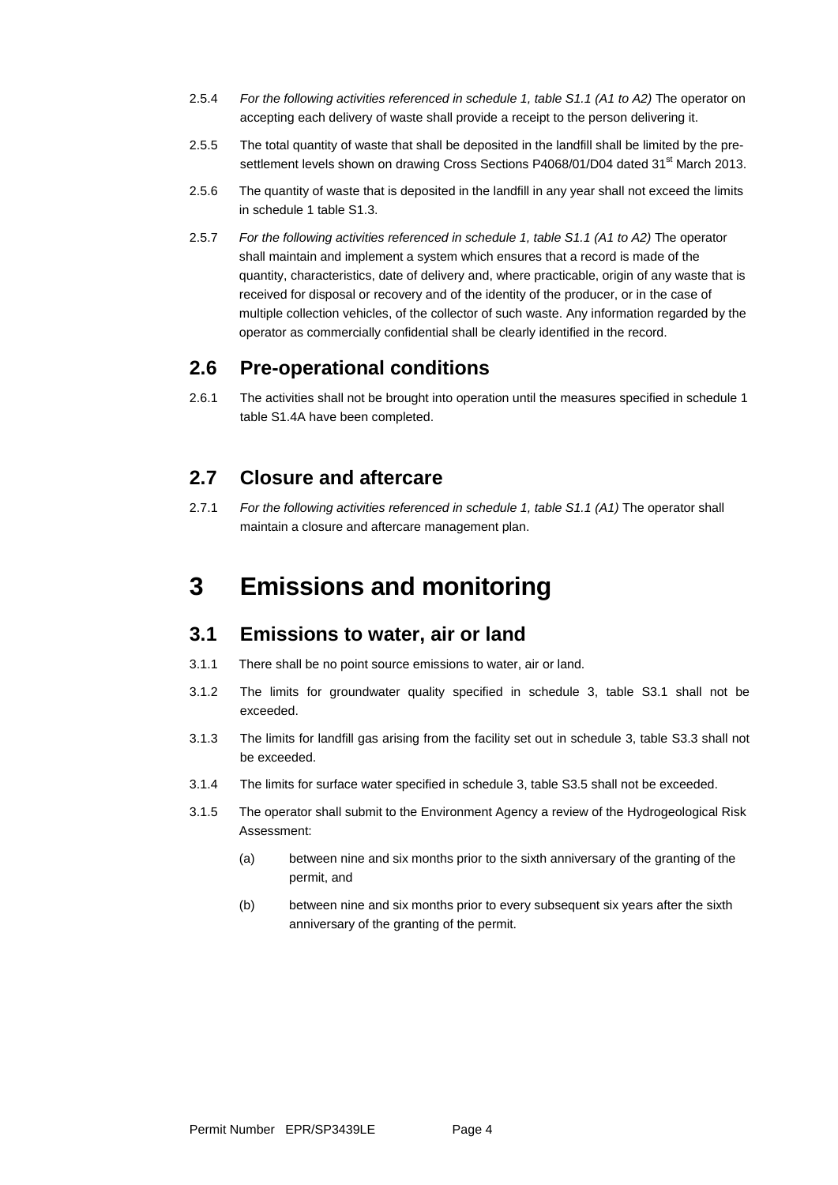2.5.4 *For the following activities referenced in schedule 1, table S1.1 (A1 to A2)* The operator on accepting each delivery of waste shall provide a receipt to the person delivering it.

2.5.5 The total quantity of waste that shall be deposited in the landfill shall be limited by the pre-settlement levels shown on drawing Cross Sections P4068/01/D04 dated 31st March 2013.

2.5.6 The quantity of waste that is deposited in the landfill in any year shall not exceed the limits in schedule 1 table S1.3.

2.5.7 *For the following activities referenced in schedule 1, table S1.1 (A1 to A2)* The operator shall maintain and implement a system which ensures that a record is made of the quantity, characteristics, date of delivery and, where practicable, origin of any waste that is received for disposal or recovery and of the identity of the producer, or in the case of multiple collection vehicles, of the collector of such waste. Any information regarded by the operator as commercially confidential shall be clearly identified in the record.

## 2.6 Pre-operational conditions

2.6.1 The activities shall not be brought into operation until the measures specified in schedule 1 table S1.4A have been completed.

## 2.7 Closure and aftercare

2.7.1 *For the following activities referenced in schedule 1, table S1.1 (A1)* The operator shall maintain a closure and aftercare management plan.

# 3 Emissions and monitoring

## 3.1 Emissions to water, air or land

3.1.1 There shall be no point source emissions to water, air or land.

3.1.2 The limits for groundwater quality specified in schedule 3, table S3.1 shall not be exceeded.

3.1.3 The limits for landfill gas arising from the facility set out in schedule 3, table S3.3 shall not be exceeded.

3.1.4 The limits for surface water specified in schedule 3, table S3.5 shall not be exceeded.

3.1.5 The operator shall submit to the Environment Agency a review of the Hydrogeological Risk Assessment:

(a) between nine and six months prior to the sixth anniversary of the granting of the permit, and

(b) between nine and six months prior to every subsequent six years after the sixth anniversary of the granting of the permit.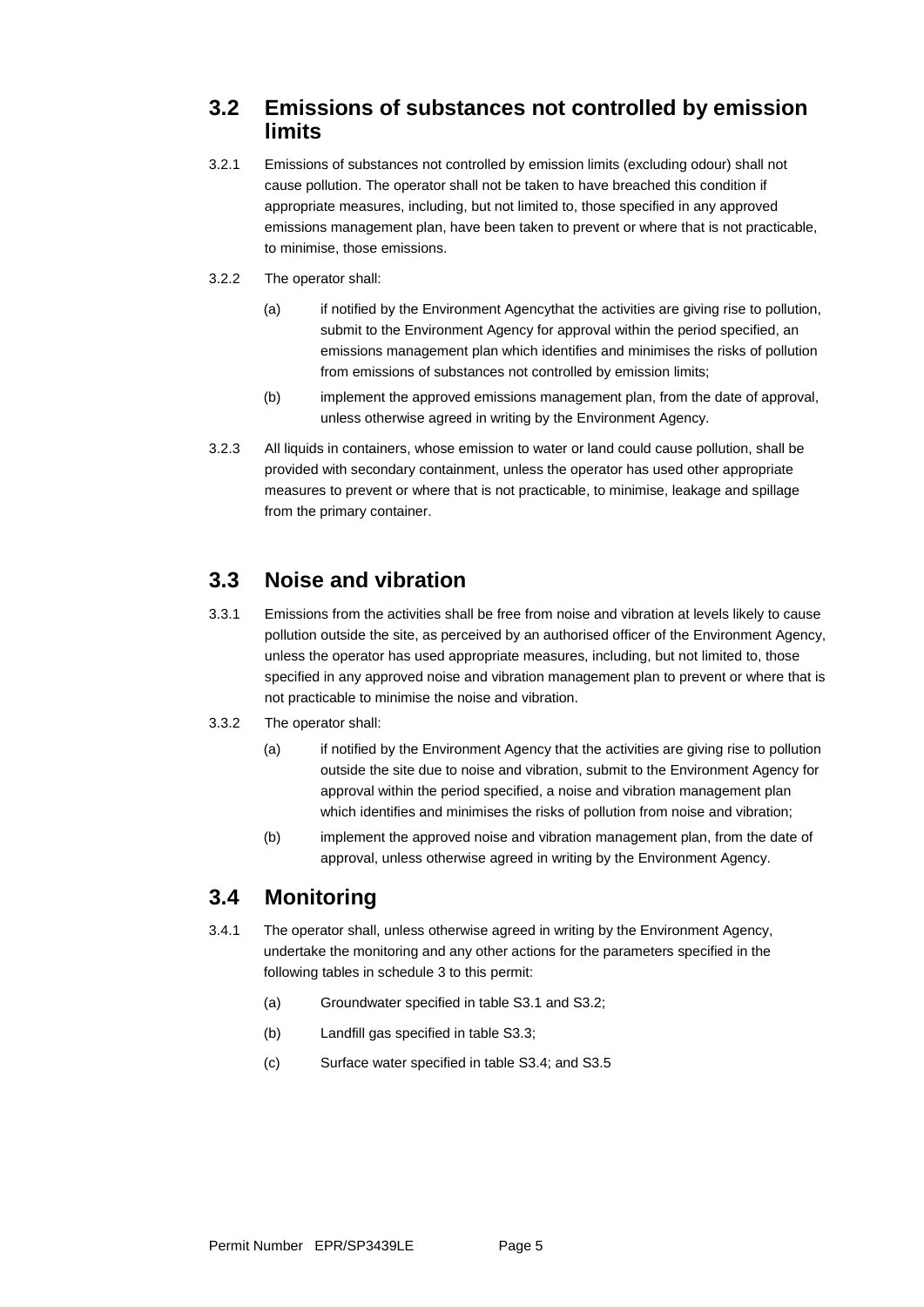## 3.2 Emissions of substances not controlled by emission limits

3.2.1 Emissions of substances not controlled by emission limits (excluding odour) shall not cause pollution. The operator shall not be taken to have breached this condition if appropriate measures, including, but not limited to, those specified in any approved emissions management plan, have been taken to prevent or where that is not practicable, to minimise, those emissions.

3.2.2 The operator shall:

(a) if notified by the Environment Agencythat the activities are giving rise to pollution, submit to the Environment Agency for approval within the period specified, an emissions management plan which identifies and minimises the risks of pollution from emissions of substances not controlled by emission limits;

(b) implement the approved emissions management plan, from the date of approval, unless otherwise agreed in writing by the Environment Agency.

3.2.3 All liquids in containers, whose emission to water or land could cause pollution, shall be provided with secondary containment, unless the operator has used other appropriate measures to prevent or where that is not practicable, to minimise, leakage and spillage from the primary container.

## 3.3 Noise and vibration

3.3.1 Emissions from the activities shall be free from noise and vibration at levels likely to cause pollution outside the site, as perceived by an authorised officer of the Environment Agency, unless the operator has used appropriate measures, including, but not limited to, those specified in any approved noise and vibration management plan to prevent or where that is not practicable to minimise the noise and vibration.

3.3.2 The operator shall:

(a) if notified by the Environment Agency that the activities are giving rise to pollution outside the site due to noise and vibration, submit to the Environment Agency for approval within the period specified, a noise and vibration management plan which identifies and minimises the risks of pollution from noise and vibration;

(b) implement the approved noise and vibration management plan, from the date of approval, unless otherwise agreed in writing by the Environment Agency.

## 3.4 Monitoring

3.4.1 The operator shall, unless otherwise agreed in writing by the Environment Agency, undertake the monitoring and any other actions for the parameters specified in the following tables in schedule 3 to this permit:

(a) Groundwater specified in table S3.1 and S3.2;

(b) Landfill gas specified in table S3.3;

(c) Surface water specified in table S3.4; and S3.5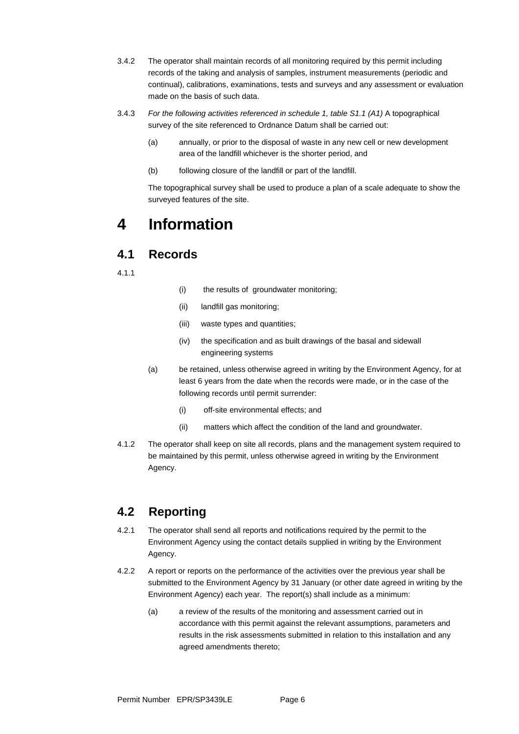3.4.2 The operator shall maintain records of all monitoring required by this permit including records of the taking and analysis of samples, instrument measurements (periodic and continual), calibrations, examinations, tests and surveys and any assessment or evaluation made on the basis of such data.

3.4.3 *For the following activities referenced in schedule 1, table S1.1 (A1)* A topographical survey of the site referenced to Ordnance Datum shall be carried out:

(a) annually, or prior to the disposal of waste in any new cell or new development area of the landfill whichever is the shorter period, and

(b) following closure of the landfill or part of the landfill.

The topographical survey shall be used to produce a plan of a scale adequate to show the surveyed features of the site.

# 4 Information

## 4.1 Records

4.1.1

(i) the results of groundwater monitoring;

(ii) landfill gas monitoring;

(iii) waste types and quantities;

(iv) the specification and as built drawings of the basal and sidewall engineering systems

(a) be retained, unless otherwise agreed in writing by the Environment Agency, for at least 6 years from the date when the records were made, or in the case of the following records until permit surrender:

(i) off-site environmental effects; and

(ii) matters which affect the condition of the land and groundwater.

4.1.2 The operator shall keep on site all records, plans and the management system required to be maintained by this permit, unless otherwise agreed in writing by the Environment Agency.

## 4.2 Reporting

4.2.1 The operator shall send all reports and notifications required by the permit to the Environment Agency using the contact details supplied in writing by the Environment Agency.

4.2.2 A report or reports on the performance of the activities over the previous year shall be submitted to the Environment Agency by 31 January (or other date agreed in writing by the Environment Agency) each year. The report(s) shall include as a minimum:

(a) a review of the results of the monitoring and assessment carried out in accordance with this permit against the relevant assumptions, parameters and results in the risk assessments submitted in relation to this installation and any agreed amendments thereto;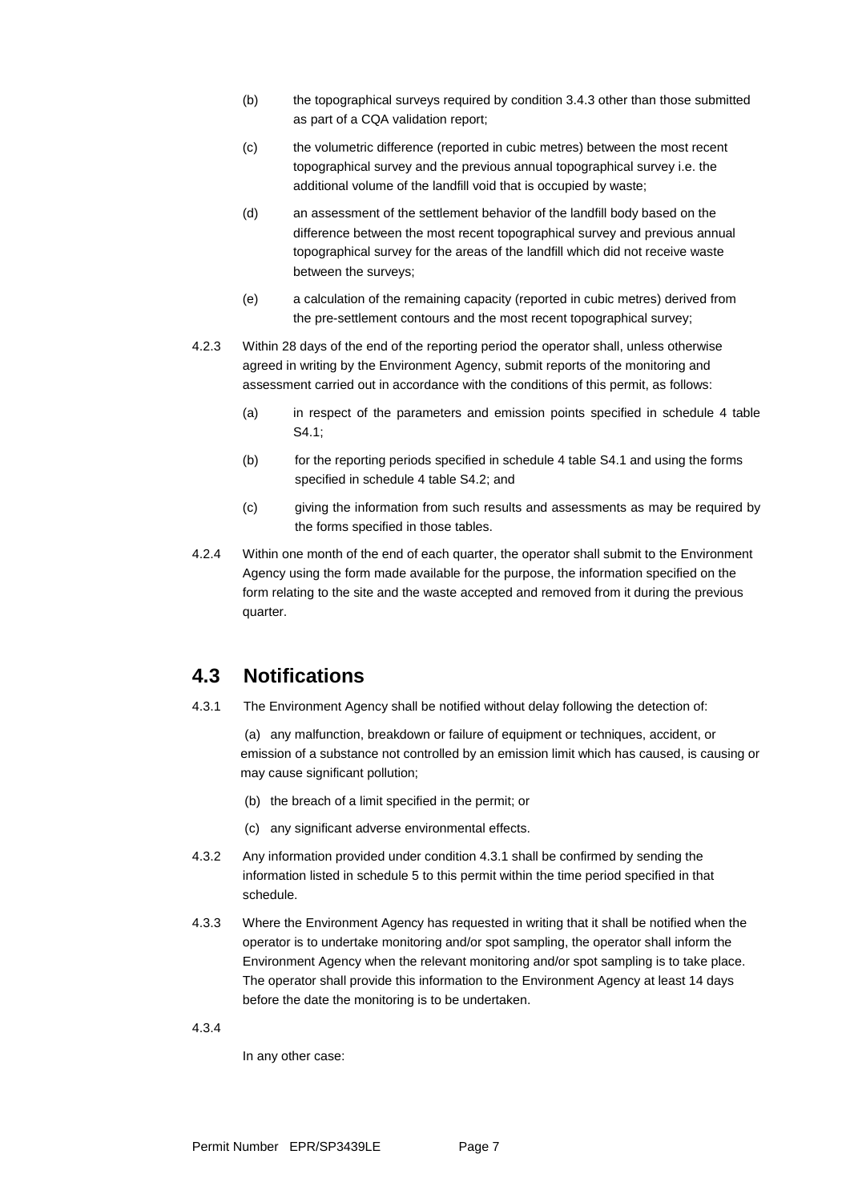(b) the topographical surveys required by condition 3.4.3 other than those submitted as part of a CQA validation report;

(c) the volumetric difference (reported in cubic metres) between the most recent topographical survey and the previous annual topographical survey i.e. the additional volume of the landfill void that is occupied by waste;

(d) an assessment of the settlement behavior of the landfill body based on the difference between the most recent topographical survey and previous annual topographical survey for the areas of the landfill which did not receive waste between the surveys;

(e) a calculation of the remaining capacity (reported in cubic metres) derived from the pre-settlement contours and the most recent topographical survey;

4.2.3 Within 28 days of the end of the reporting period the operator shall, unless otherwise agreed in writing by the Environment Agency, submit reports of the monitoring and assessment carried out in accordance with the conditions of this permit, as follows:

(a) in respect of the parameters and emission points specified in schedule 4 table S4.1;

(b) for the reporting periods specified in schedule 4 table S4.1 and using the forms specified in schedule 4 table S4.2; and

(c) giving the information from such results and assessments as may be required by the forms specified in those tables.

4.2.4 Within one month of the end of each quarter, the operator shall submit to the Environment Agency using the form made available for the purpose, the information specified on the form relating to the site and the waste accepted and removed from it during the previous quarter.

## 4.3 Notifications

4.3.1 The Environment Agency shall be notified without delay following the detection of:

(a) any malfunction, breakdown or failure of equipment or techniques, accident, or emission of a substance not controlled by an emission limit which has caused, is causing or may cause significant pollution;

(b) the breach of a limit specified in the permit; or

(c) any significant adverse environmental effects.

4.3.2 Any information provided under condition 4.3.1 shall be confirmed by sending the information listed in schedule 5 to this permit within the time period specified in that schedule.

4.3.3 Where the Environment Agency has requested in writing that it shall be notified when the operator is to undertake monitoring and/or spot sampling, the operator shall inform the Environment Agency when the relevant monitoring and/or spot sampling is to take place. The operator shall provide this information to the Environment Agency at least 14 days before the date the monitoring is to be undertaken.

4.3.4

In any other case: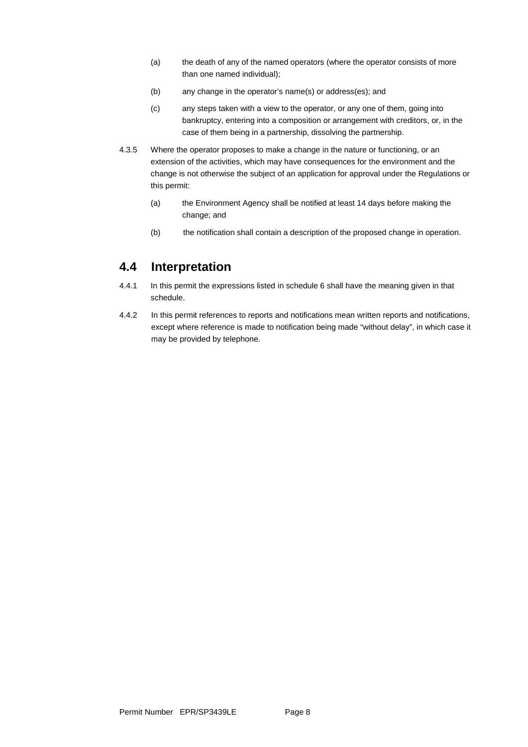(a) the death of any of the named operators (where the operator consists of more than one named individual);

(b) any change in the operator's name(s) or address(es); and

(c) any steps taken with a view to the operator, or any one of them, going into bankruptcy, entering into a composition or arrangement with creditors, or, in the case of them being in a partnership, dissolving the partnership.

4.3.5 Where the operator proposes to make a change in the nature or functioning, or an extension of the activities, which may have consequences for the environment and the change is not otherwise the subject of an application for approval under the Regulations or this permit:

(a) the Environment Agency shall be notified at least 14 days before making the change; and

(b) the notification shall contain a description of the proposed change in operation.

## 4.4 Interpretation

4.4.1 In this permit the expressions listed in schedule 6 shall have the meaning given in that schedule.

4.4.2 In this permit references to reports and notifications mean written reports and notifications, except where reference is made to notification being made "without delay", in which case it may be provided by telephone.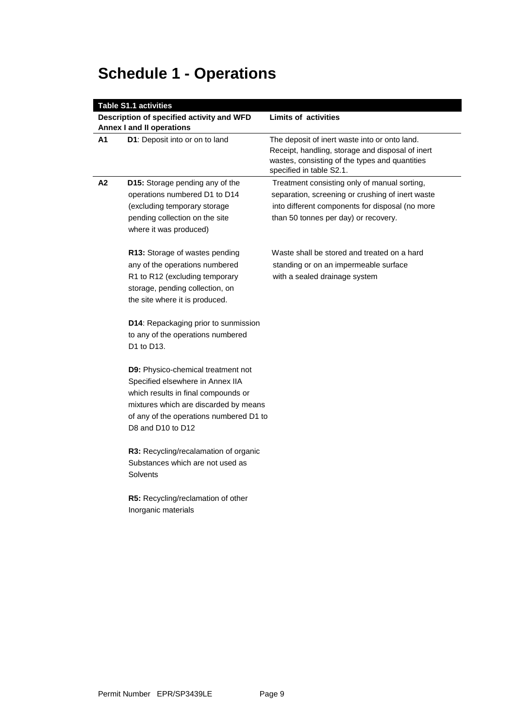# Schedule 1 - Operations

| Table S1.1 activities | | |
|---|---|---|
| **Description of specified activity and WFD Annex I and II operations** | | **Limits of activities** |
| **A1** | **D1**: Deposit into or on to land | The deposit of inert waste into or onto land. Receipt, handling, storage and disposal of inert wastes, consisting of the types and quantities specified in table S2.1. |
| **A2** | **D15:** Storage pending any of the operations numbered D1 to D14 (excluding temporary storage pending collection on the site where it was produced)<br><br>**R13:** Storage of wastes pending any of the operations numbered R1 to R12 (excluding temporary storage, pending collection, on the site where it is produced.<br><br>**D14**: Repackaging prior to sunmission to any of the operations numbered D1 to D13.<br><br>**D9:** Physico-chemical treatment not Specified elsewhere in Annex IIA which results in final compounds or mixtures which are discarded by means of any of the operations numbered D1 to D8 and D10 to D12<br><br>**R3:** Recycling/recalamation of organic Substances which are not used as Solvents<br><br>**R5:** Recycling/reclamation of other Inorganic materials | Treatment consisting only of manual sorting, separation, screening or crushing of inert waste into different components for disposal (no more than 50 tonnes per day) or recovery.<br><br>Waste shall be stored and treated on a hard standing or on an impermeable surface with a sealed drainage system |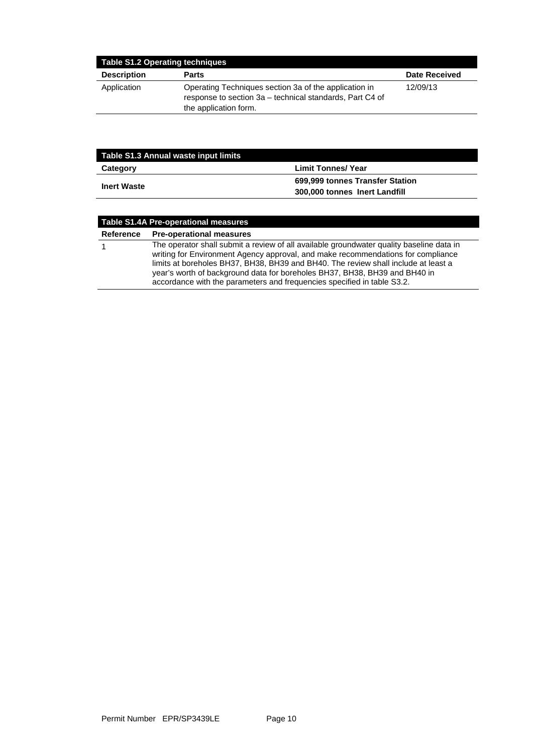| Table S1.2 Operating techniques | | |
|---|---|---|
| **Description** | **Parts** | **Date Received** |
| Application | Operating Techniques section 3a of the application in response to section 3a – technical standards, Part C4 of the application form. | 12/09/13 |

| Table S1.3 Annual waste input limits | |
|---|---|
| **Category** | **Limit Tonnes/ Year** |
| **Inert Waste** | **699,999 tonnes Transfer Station**<br>**300,000 tonnes Inert Landfill** |

| Table S1.4A Pre-operational measures | |
|---|---|
| **Reference** | **Pre-operational measures** |
| 1 | The operator shall submit a review of all available groundwater quality baseline data in writing for Environment Agency approval, and make recommendations for compliance limits at boreholes BH37, BH38, BH39 and BH40. The review shall include at least a year's worth of background data for boreholes BH37, BH38, BH39 and BH40 in accordance with the parameters and frequencies specified in table S3.2. |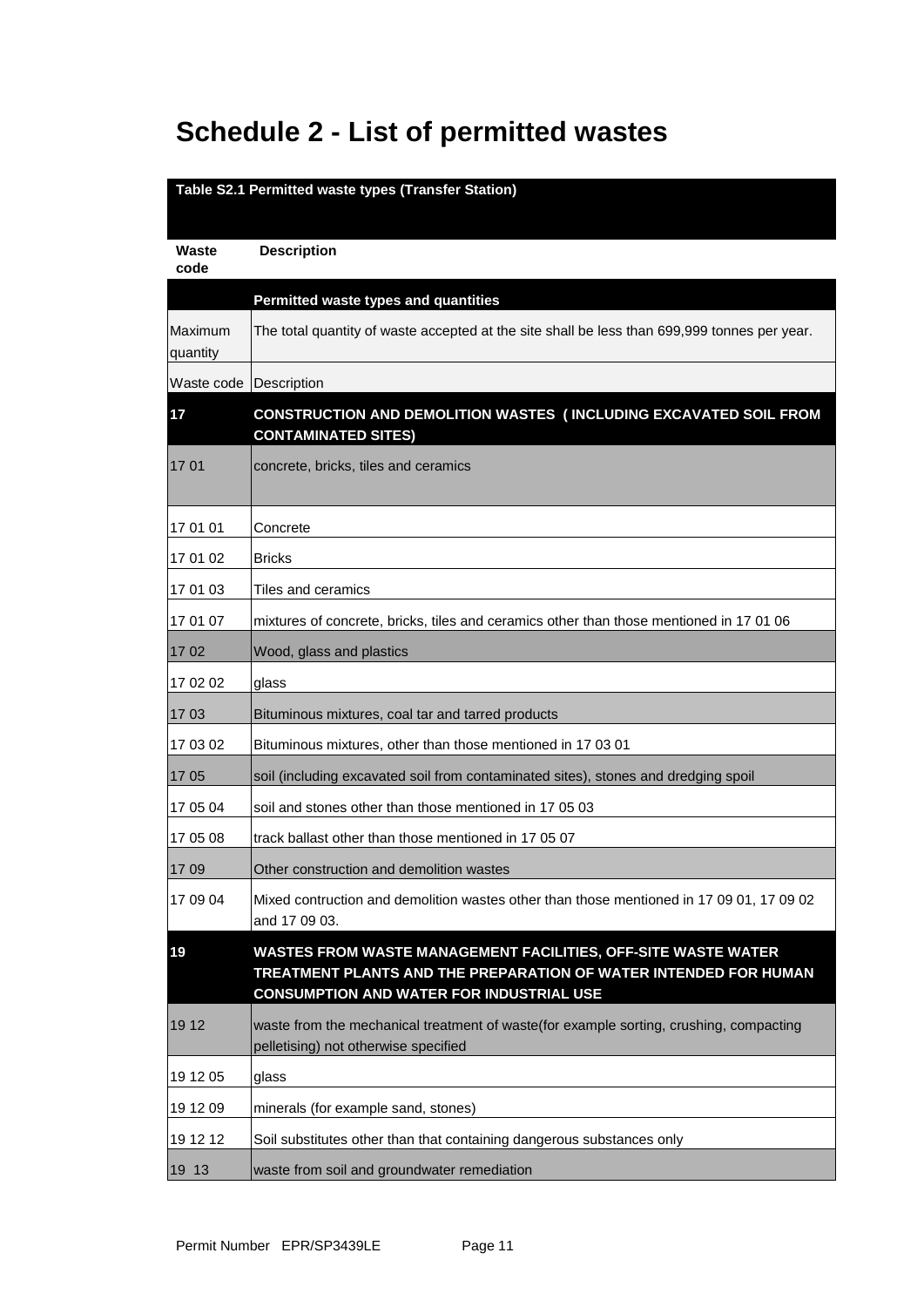# Schedule 2 - List of permitted wastes

| **Table S2.1 Permitted waste types (Transfer Station)** | |
|---|---|
| **Waste code** | **Description** |
| | **Permitted waste types and quantities** |
| Maximum quantity | The total quantity of waste accepted at the site shall be less than 699,999 tonnes per year. |
| Waste code | Description |
| **17** | **CONSTRUCTION AND DEMOLITION WASTES ( INCLUDING EXCAVATED SOIL FROM CONTAMINATED SITES)** |
| 17 01 | concrete, bricks, tiles and ceramics |
| 17 01 01 | Concrete |
| 17 01 02 | Bricks |
| 17 01 03 | Tiles and ceramics |
| 17 01 07 | mixtures of concrete, bricks, tiles and ceramics other than those mentioned in 17 01 06 |
| 17 02 | Wood, glass and plastics |
| 17 02 02 | glass |
| 17 03 | Bituminous mixtures, coal tar and tarred products |
| 17 03 02 | Bituminous mixtures, other than those mentioned in 17 03 01 |
| 17 05 | soil (including excavated soil from contaminated sites), stones and dredging spoil |
| 17 05 04 | soil and stones other than those mentioned in 17 05 03 |
| 17 05 08 | track ballast other than those mentioned in 17 05 07 |
| 17 09 | Other construction and demolition wastes |
| 17 09 04 | Mixed contruction and demolition wastes other than those mentioned in 17 09 01, 17 09 02 and 17 09 03. |
| **19** | **WASTES FROM WASTE MANAGEMENT FACILITIES, OFF-SITE WASTE WATER TREATMENT PLANTS AND THE PREPARATION OF WATER INTENDED FOR HUMAN CONSUMPTION AND WATER FOR INDUSTRIAL USE** |
| 19 12 | waste from the mechanical treatment of waste(for example sorting, crushing, compacting pelletising) not otherwise specified |
| 19 12 05 | glass |
| 19 12 09 | minerals (for example sand, stones) |
| 19 12 12 | Soil substitutes other than that containing dangerous substances only |
| 19 13 | waste from soil and groundwater remediation |

Permit Number EPR/SP3439LE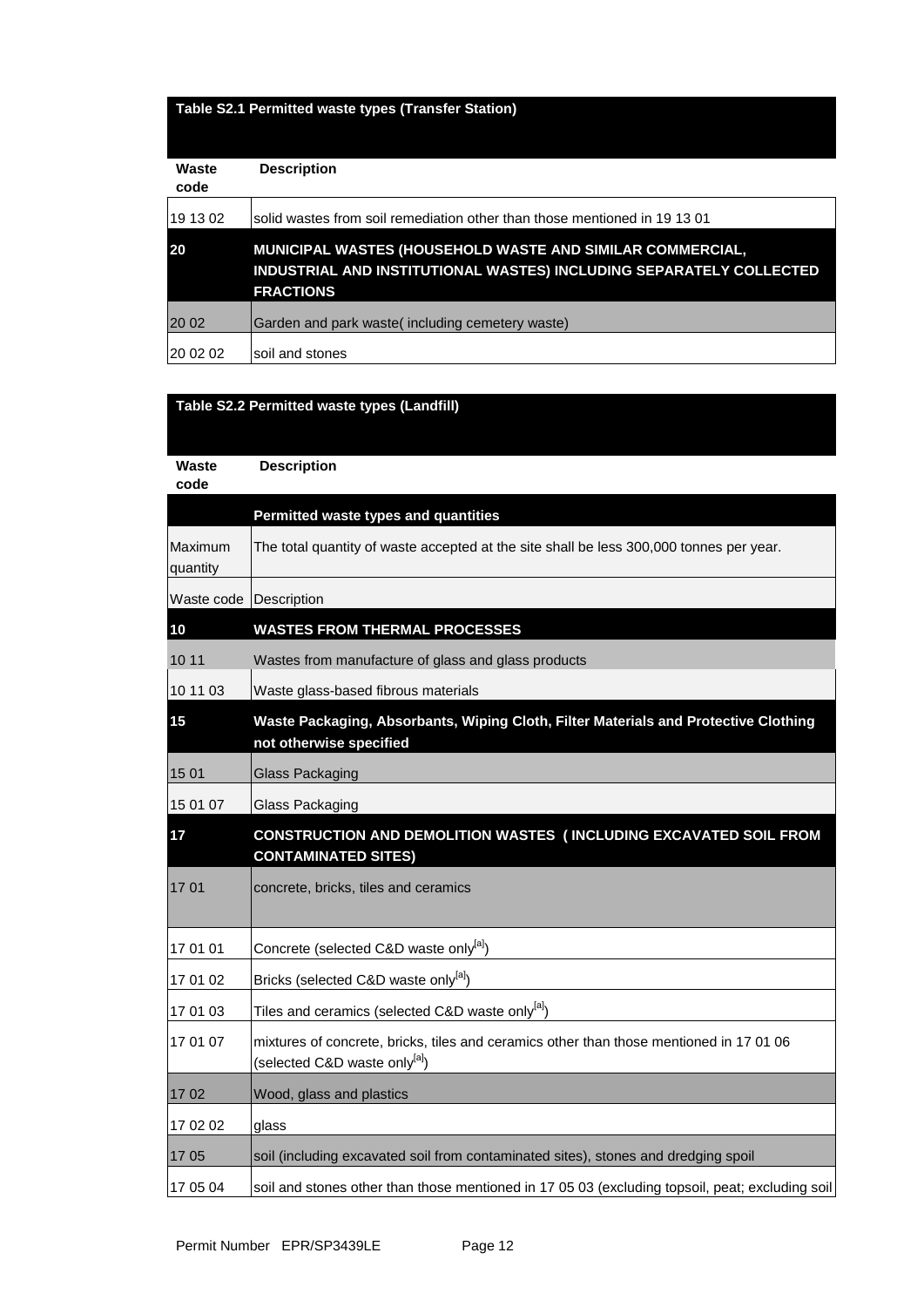| Table S2.1 Permitted waste types (Transfer Station) | |
|---|---|
| **Waste code** | **Description** |
| 19 13 02 | solid wastes from soil remediation other than those mentioned in 19 13 01 |
| **20** | **MUNICIPAL WASTES (HOUSEHOLD WASTE AND SIMILAR COMMERCIAL, INDUSTRIAL AND INSTITUTIONAL WASTES) INCLUDING SEPARATELY COLLECTED FRACTIONS** |
| 20 02 | Garden and park waste( including cemetery waste) |
| 20 02 02 | soil and stones |

| Table S2.2 Permitted waste types (Landfill) | |
|---|---|
| **Waste code** | **Description** |
| | **Permitted waste types and quantities** |
| Maximum quantity | The total quantity of waste accepted at the site shall be less 300,000 tonnes per year. |
| Waste code | Description |
| **10** | **WASTES FROM THERMAL PROCESSES** |
| 10 11 | Wastes from manufacture of glass and glass products |
| 10 11 03 | Waste glass-based fibrous materials |
| **15** | **Waste Packaging, Absorbants, Wiping Cloth, Filter Materials and Protective Clothing not otherwise specified** |
| 15 01 | Glass Packaging |
| 15 01 07 | Glass Packaging |
| **17** | **CONSTRUCTION AND DEMOLITION WASTES ( INCLUDING EXCAVATED SOIL FROM CONTAMINATED SITES)** |
| 17 01 | concrete, bricks, tiles and ceramics |
| 17 01 01 | Concrete (selected C&D waste only[a]) |
| 17 01 02 | Bricks (selected C&D waste only[a]) |
| 17 01 03 | Tiles and ceramics (selected C&D waste only[a]) |
| 17 01 07 | mixtures of concrete, bricks, tiles and ceramics other than those mentioned in 17 01 06 (selected C&D waste only[a]) |
| 17 02 | Wood, glass and plastics |
| 17 02 02 | glass |
| 17 05 | soil (including excavated soil from contaminated sites), stones and dredging spoil |
| 17 05 04 | soil and stones other than those mentioned in 17 05 03 (excluding topsoil, peat; excluding soil |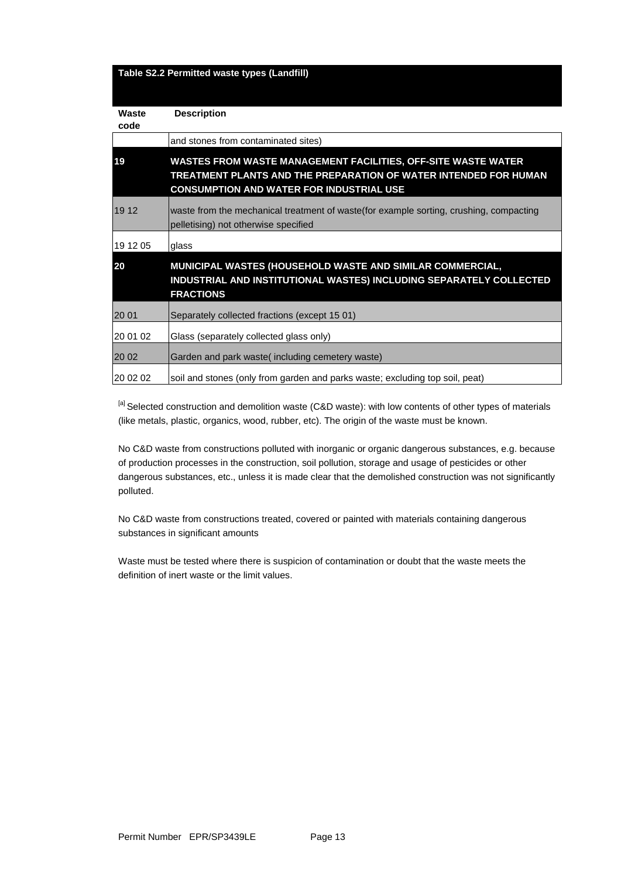| Table S2.2 Permitted waste types (Landfill) | |
|---|---|
| **Waste code** | **Description** |
| | and stones from contaminated sites) |
| **19** | **WASTES FROM WASTE MANAGEMENT FACILITIES, OFF-SITE WASTE WATER TREATMENT PLANTS AND THE PREPARATION OF WATER INTENDED FOR HUMAN CONSUMPTION AND WATER FOR INDUSTRIAL USE** |
| 19 12 | waste from the mechanical treatment of waste(for example sorting, crushing, compacting pelletising) not otherwise specified |
| 19 12 05 | glass |
| **20** | **MUNICIPAL WASTES (HOUSEHOLD WASTE AND SIMILAR COMMERCIAL, INDUSTRIAL AND INSTITUTIONAL WASTES) INCLUDING SEPARATELY COLLECTED FRACTIONS** |
| 20 01 | Separately collected fractions (except 15 01) |
| 20 01 02 | Glass (separately collected glass only) |
| 20 02 | Garden and park waste( including cemetery waste) |
| 20 02 02 | soil and stones (only from garden and parks waste; excluding top soil, peat) |

[a] Selected construction and demolition waste (C&D waste): with low contents of other types of materials (like metals, plastic, organics, wood, rubber, etc). The origin of the waste must be known.

No C&D waste from constructions polluted with inorganic or organic dangerous substances, e.g. because of production processes in the construction, soil pollution, storage and usage of pesticides or other dangerous substances, etc., unless it is made clear that the demolished construction was not significantly polluted.

No C&D waste from constructions treated, covered or painted with materials containing dangerous substances in significant amounts

Waste must be tested where there is suspicion of contamination or doubt that the waste meets the definition of inert waste or the limit values.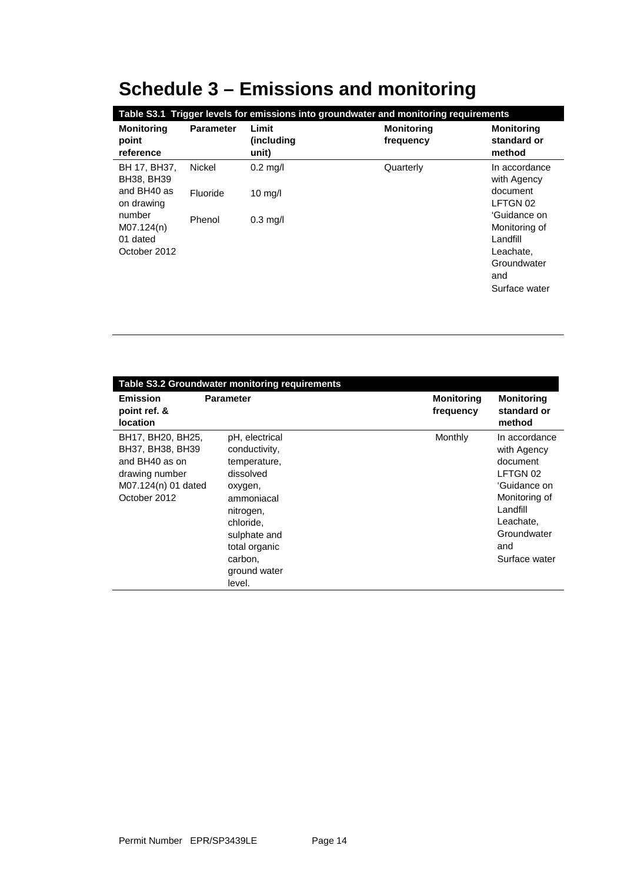# Schedule 3 – Emissions and monitoring

| Table S3.1 Trigger levels for emissions into groundwater and monitoring requirements | | | | |
|---|---|---|---|---|
| **Monitoring point reference** | **Parameter** | **Limit (including unit)** | **Monitoring frequency** | **Monitoring standard or method** |
| BH 17, BH37, BH38, BH39 and BH40 as on drawing number M07.124(n) 01 dated October 2012 | Nickel | 0.2 mg/l | Quarterly | In accordance with Agency document LFTGN 02 'Guidance on Monitoring of Landfill Leachate, Groundwater and Surface water |
| | Fluoride | 10 mg/l | | |
| | Phenol | 0.3 mg/l | | |

| Table S3.2 Groundwater monitoring requirements | | | |
|---|---|---|---|
| **Emission point ref. & location** | **Parameter** | **Monitoring frequency** | **Monitoring standard or method** |
| BH17, BH20, BH25, BH37, BH38, BH39 and BH40 as on drawing number M07.124(n) 01 dated October 2012 | pH, electrical conductivity, temperature, dissolved oxygen, ammoniacal nitrogen, chloride, sulphate and total organic carbon, ground water level. | Monthly | In accordance with Agency document LFTGN 02 'Guidance on Monitoring of Landfill Leachate, Groundwater and Surface water |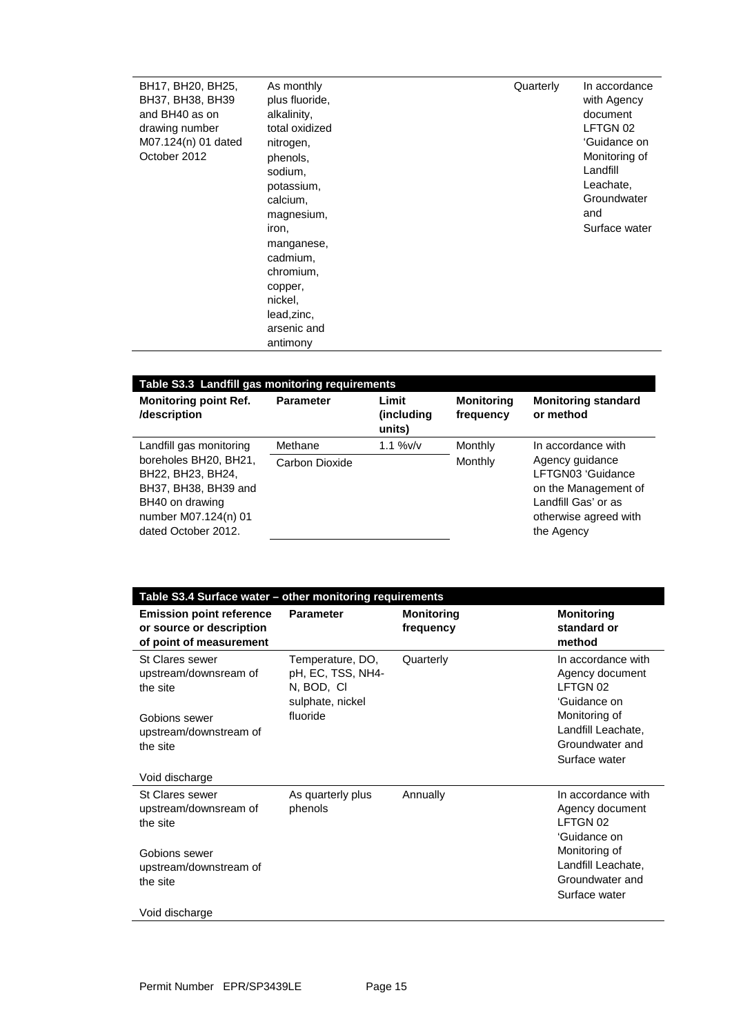| | | | | |
|---|---|---|---|---|
| BH17, BH20, BH25, BH37, BH38, BH39 and BH40 as on drawing number M07.124(n) 01 dated October 2012 | As monthly plus fluoride, alkalinity, total oxidized nitrogen, phenols, sodium, potassium, calcium, magnesium, iron, manganese, cadmium, chromium, copper, nickel, lead,zinc, arsenic and antimony | | Quarterly | In accordance with Agency document LFTGN 02 'Guidance on Monitoring of Landfill Leachate, Groundwater and Surface water |

| Table S3.3 Landfill gas monitoring requirements | | | | |
|---|---|---|---|---|
| **Monitoring point Ref. /description** | **Parameter** | **Limit (including units)** | **Monitoring frequency** | **Monitoring standard or method** |
| Landfill gas monitoring boreholes BH20, BH21, BH22, BH23, BH24, BH37, BH38, BH39 and BH40 on drawing number M07.124(n) 01 dated October 2012. | Methane<br>Carbon Dioxide | 1.1 %v/v | Monthly<br>Monthly | In accordance with Agency guidance LFTGN03 'Guidance on the Management of Landfill Gas' or as otherwise agreed with the Agency |

| Table S3.4 Surface water – other monitoring requirements | | | |
|---|---|---|---|
| **Emission point reference or source or description of point of measurement** | **Parameter** | **Monitoring frequency** | **Monitoring standard or method** |
| St Clares sewer upstream/downsream of the site<br><br>Gobions sewer upstream/downstream of the site<br><br>Void discharge | Temperature, DO, pH, EC, TSS, NH4-N, BOD, Cl sulphate, nickel fluoride | Quarterly | In accordance with Agency document LFTGN 02 'Guidance on Monitoring of Landfill Leachate, Groundwater and Surface water |
| St Clares sewer upstream/downsream of the site<br><br>Gobions sewer upstream/downstream of the site<br><br>Void discharge | As quarterly plus phenols | Annually | In accordance with Agency document LFTGN 02 'Guidance on Monitoring of Landfill Leachate, Groundwater and Surface water |

Permit Number EPR/SP3439LE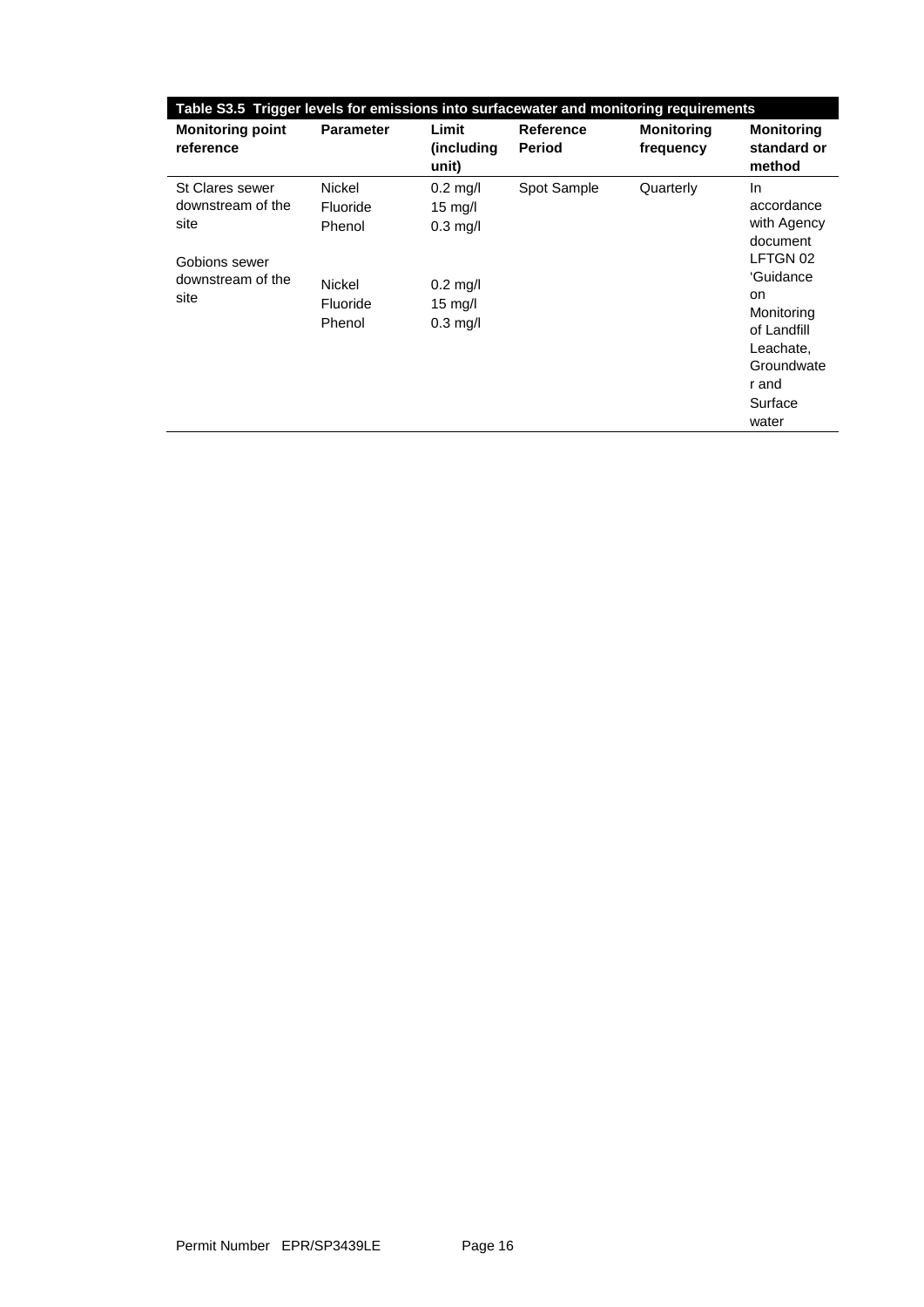| Table S3.5 Trigger levels for emissions into surfacewater and monitoring requirements | | | | | |
|---|---|---|---|---|---|
| **Monitoring point reference** | **Parameter** | **Limit (including unit)** | **Reference Period** | **Monitoring frequency** | **Monitoring standard or method** |
| St Clares sewer downstream of the site | Nickel<br>Fluoride<br>Phenol | 0.2 mg/l<br>15 mg/l<br>0.3 mg/l | Spot Sample | Quarterly | In accordance with Agency document LFTGN 02 'Guidance on Monitoring of Landfill Leachate, Groundwater and Surface water |
| Gobions sewer downstream of the site | Nickel<br>Fluoride<br>Phenol | 0.2 mg/l<br>15 mg/l<br>0.3 mg/l | | | |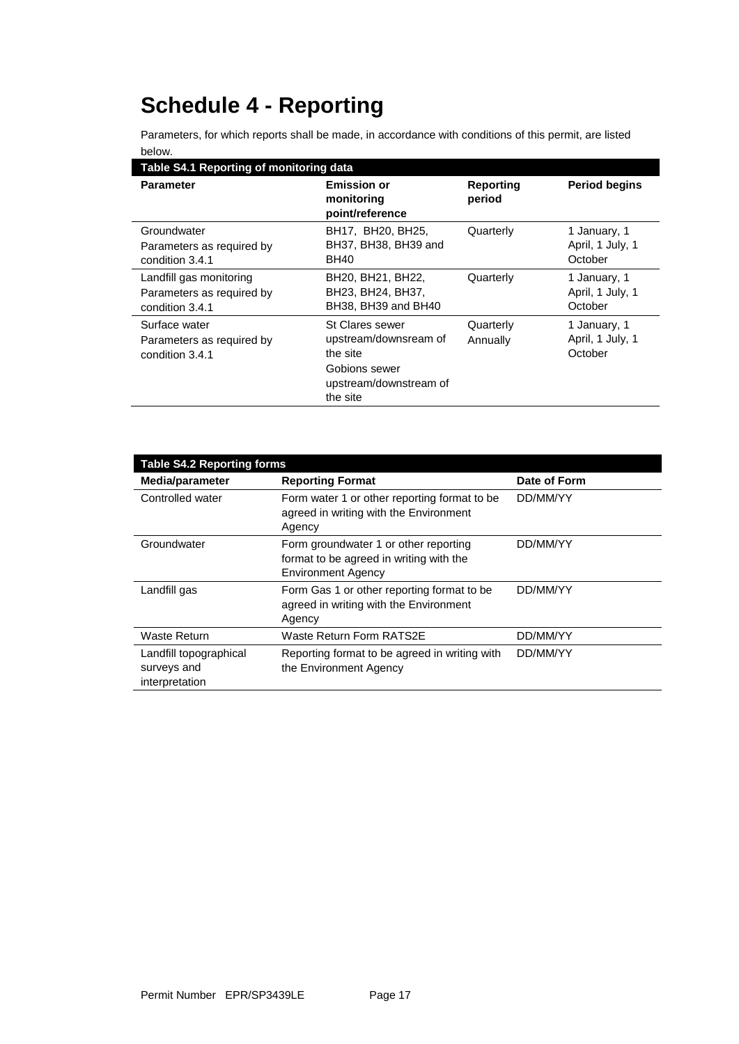# Schedule 4 - Reporting

Parameters, for which reports shall be made, in accordance with conditions of this permit, are listed below.

**Table S4.1 Reporting of monitoring data**

| Parameter | Emission or monitoring point/reference | Reporting period | Period begins |
|---|---|---|---|
| Groundwater Parameters as required by condition 3.4.1 | BH17, BH20, BH25, BH37, BH38, BH39 and BH40 | Quarterly | 1 January, 1 April, 1 July, 1 October |
| Landfill gas monitoring Parameters as required by condition 3.4.1 | BH20, BH21, BH22, BH23, BH24, BH37, BH38, BH39 and BH40 | Quarterly | 1 January, 1 April, 1 July, 1 October |
| Surface water Parameters as required by condition 3.4.1 | St Clares sewer upstream/downsream of the site<br>Gobions sewer upstream/downstream of the site | Quarterly<br>Annually | 1 January, 1 April, 1 July, 1 October |

**Table S4.2 Reporting forms**

| Media/parameter | Reporting Format | Date of Form |
|---|---|---|
| Controlled water | Form water 1 or other reporting format to be agreed in writing with the Environment Agency | DD/MM/YY |
| Groundwater | Form groundwater 1 or other reporting format to be agreed in writing with the Environment Agency | DD/MM/YY |
| Landfill gas | Form Gas 1 or other reporting format to be agreed in writing with the Environment Agency | DD/MM/YY |
| Waste Return | Waste Return Form RATS2E | DD/MM/YY |
| Landfill topographical surveys and interpretation | Reporting format to be agreed in writing with the Environment Agency | DD/MM/YY |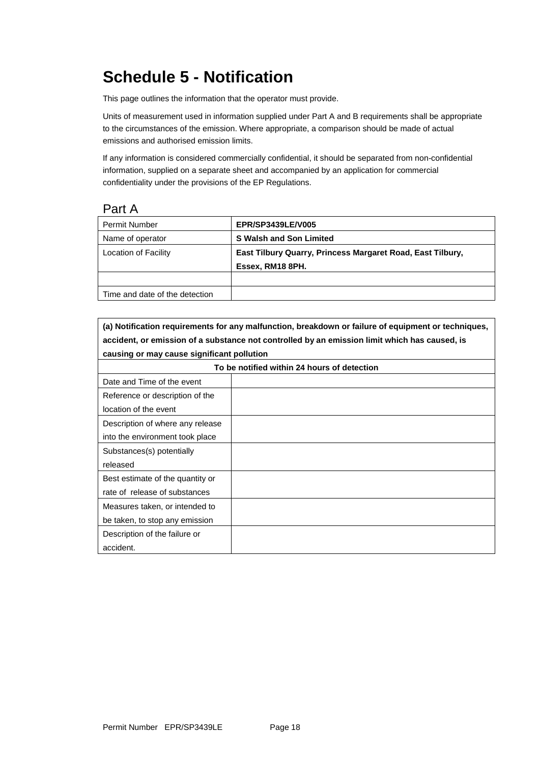# Schedule 5 - Notification

This page outlines the information that the operator must provide.

Units of measurement used in information supplied under Part A and B requirements shall be appropriate to the circumstances of the emission. Where appropriate, a comparison should be made of actual emissions and authorised emission limits.

If any information is considered commercially confidential, it should be separated from non-confidential information, supplied on a separate sheet and accompanied by an application for commercial confidentiality under the provisions of the EP Regulations.

## Part A

| Permit Number | **EPR/SP3439LE/V005** |
|---|---|
| Name of operator | **S Walsh and Son Limited** |
| Location of Facility | **East Tilbury Quarry, Princess Margaret Road, East Tilbury, Essex, RM18 8PH.** |
| | |
| Time and date of the detection | |

| **(a) Notification requirements for any malfunction, breakdown or failure of equipment or techniques, accident, or emission of a substance not controlled by an emission limit which has caused, is causing or may cause significant pollution** | |
|---|---|
| **To be notified within 24 hours of detection** | |
| Date and Time of the event | |
| Reference or description of the location of the event | |
| Description of where any release into the environment took place | |
| Substances(s) potentially released | |
| Best estimate of the quantity or rate of release of substances | |
| Measures taken, or intended to be taken, to stop any emission | |
| Description of the failure or accident. | |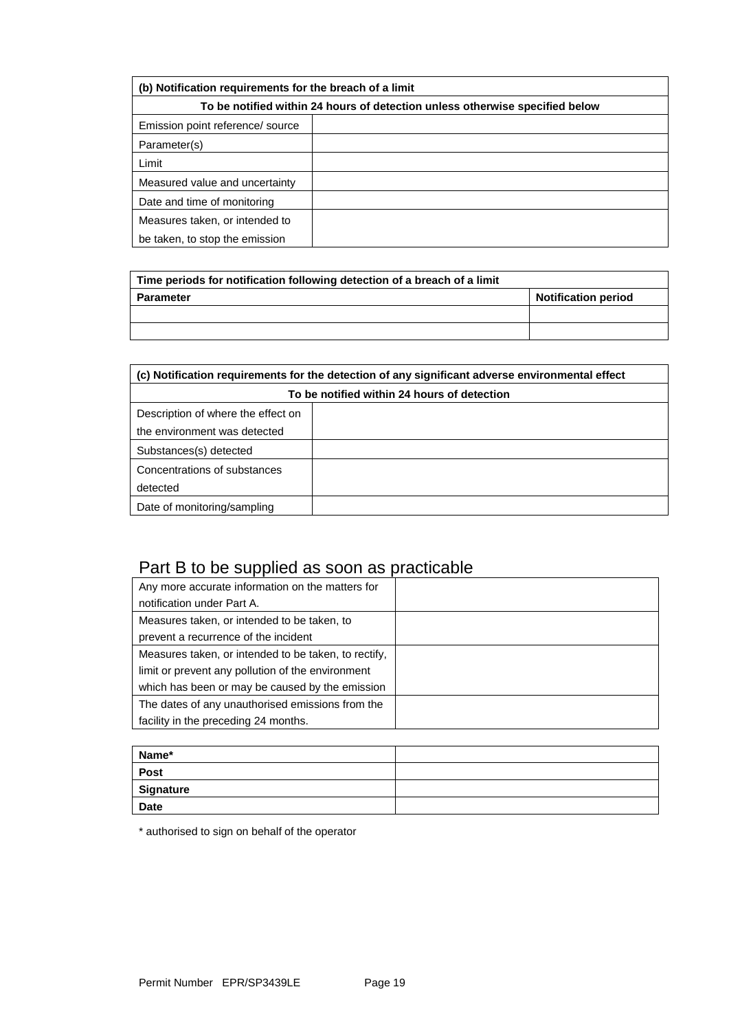| (b) Notification requirements for the breach of a limit | |
|---|---|
| To be notified within 24 hours of detection unless otherwise specified below | |
| Emission point reference/ source | |
| Parameter(s) | |
| Limit | |
| Measured value and uncertainty | |
| Date and time of monitoring | |
| Measures taken, or intended to be taken, to stop the emission | |

| Time periods for notification following detection of a breach of a limit | |
|---|---|
| **Parameter** | **Notification period** |
| | |
| | |

| (c) Notification requirements for the detection of any significant adverse environmental effect | |
|---|---|
| To be notified within 24 hours of detection | |
| Description of where the effect on the environment was detected | |
| Substances(s) detected | |
| Concentrations of substances detected | |
| Date of monitoring/sampling | |

## Part B to be supplied as soon as practicable

| | |
|---|---|
| Any more accurate information on the matters for notification under Part A. | |
| Measures taken, or intended to be taken, to prevent a recurrence of the incident | |
| Measures taken, or intended to be taken, to rectify, limit or prevent any pollution of the environment which has been or may be caused by the emission | |
| The dates of any unauthorised emissions from the facility in the preceding 24 months. | |

| | |
|---|---|
| **Name*** | |
| **Post** | |
| **Signature** | |
| **Date** | |

* authorised to sign on behalf of the operator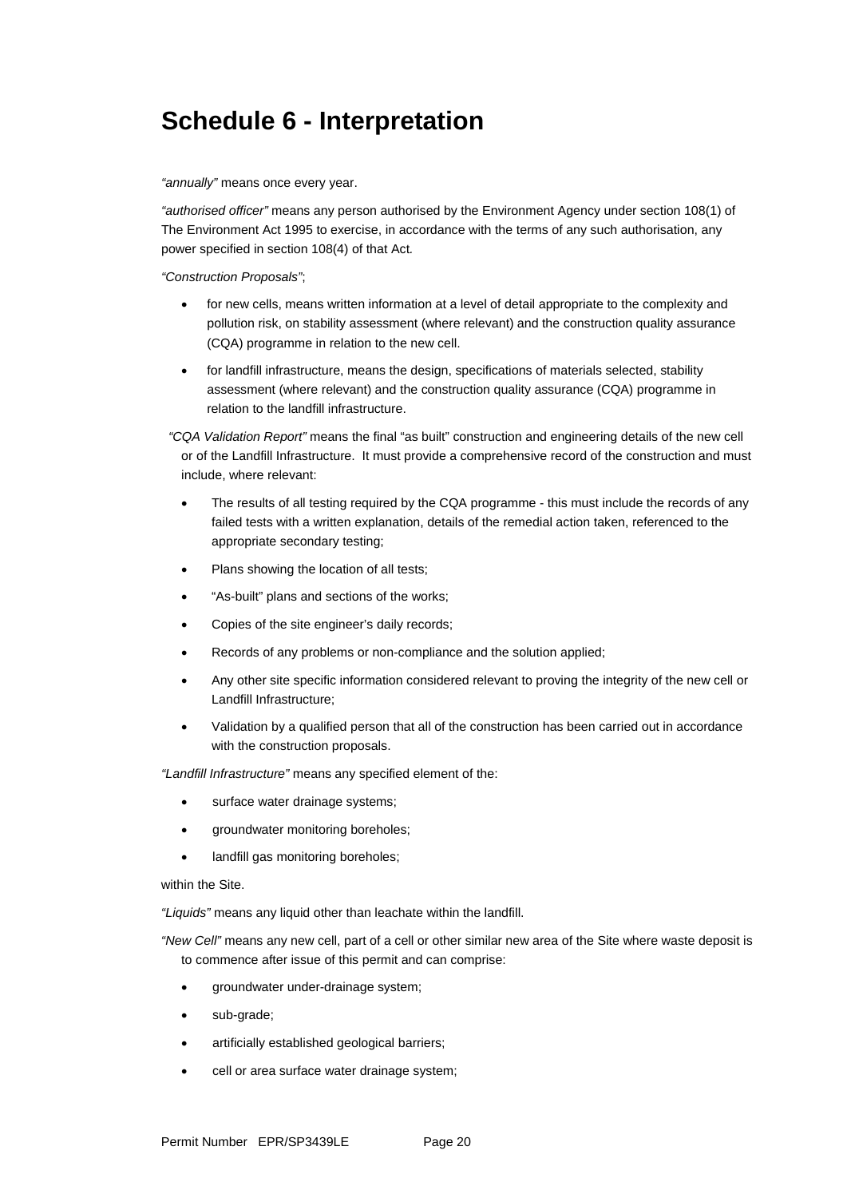# Schedule 6 - Interpretation

*"annually"* means once every year.

*"authorised officer"* means any person authorised by the Environment Agency under section 108(1) of The Environment Act 1995 to exercise, in accordance with the terms of any such authorisation, any power specified in section 108(4) of that Act.

*"Construction Proposals"*;

- for new cells, means written information at a level of detail appropriate to the complexity and pollution risk, on stability assessment (where relevant) and the construction quality assurance (CQA) programme in relation to the new cell.
- for landfill infrastructure, means the design, specifications of materials selected, stability assessment (where relevant) and the construction quality assurance (CQA) programme in relation to the landfill infrastructure.

*"CQA Validation Report"* means the final "as built" construction and engineering details of the new cell or of the Landfill Infrastructure. It must provide a comprehensive record of the construction and must include, where relevant:

- The results of all testing required by the CQA programme - this must include the records of any failed tests with a written explanation, details of the remedial action taken, referenced to the appropriate secondary testing;
- Plans showing the location of all tests;
- "As-built" plans and sections of the works;
- Copies of the site engineer's daily records;
- Records of any problems or non-compliance and the solution applied;
- Any other site specific information considered relevant to proving the integrity of the new cell or Landfill Infrastructure;
- Validation by a qualified person that all of the construction has been carried out in accordance with the construction proposals.

*"Landfill Infrastructure"* means any specified element of the:

- surface water drainage systems;
- groundwater monitoring boreholes;
- landfill gas monitoring boreholes;

within the Site.

*"Liquids"* means any liquid other than leachate within the landfill.

*"New Cell"* means any new cell, part of a cell or other similar new area of the Site where waste deposit is to commence after issue of this permit and can comprise:

- groundwater under-drainage system;
- sub-grade;
- artificially established geological barriers;
- cell or area surface water drainage system;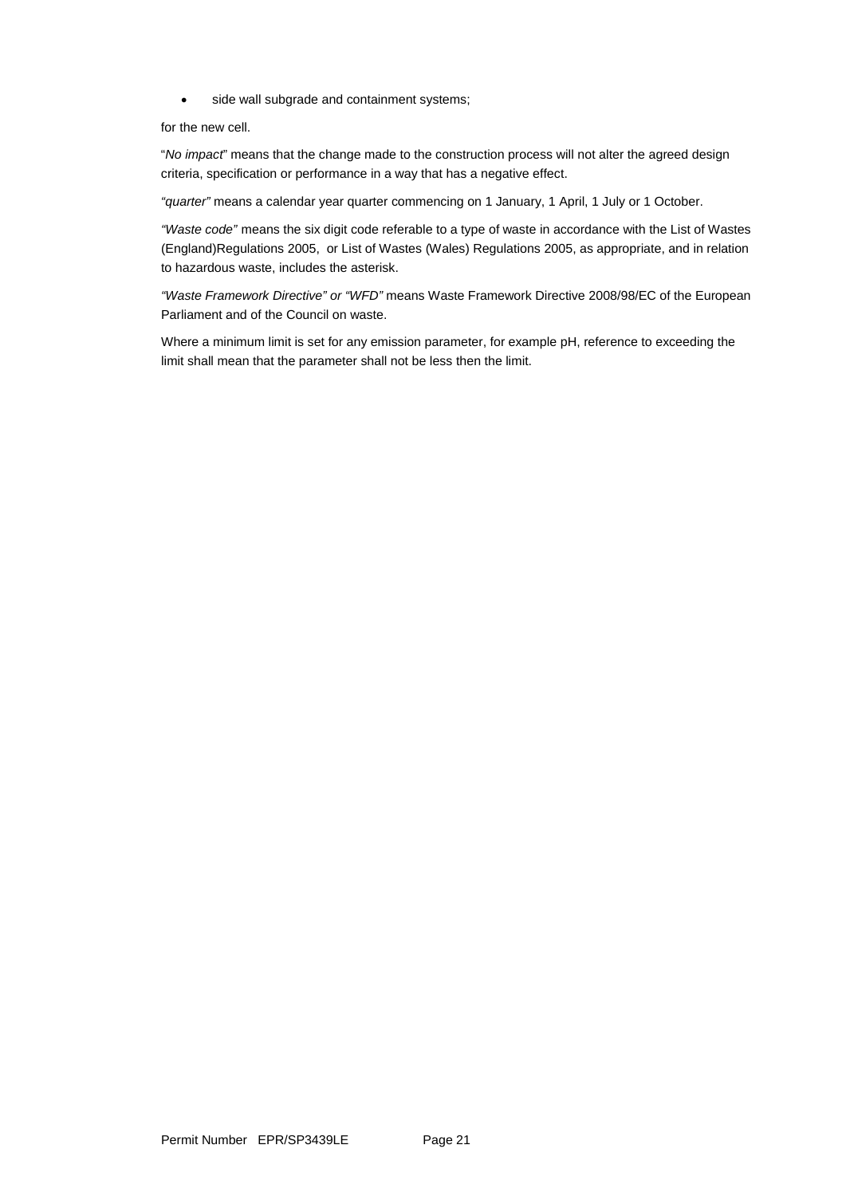- side wall subgrade and containment systems;

for the new cell.

"*No impact*" means that the change made to the construction process will not alter the agreed design criteria, specification or performance in a way that has a negative effect.

*"quarter"* means a calendar year quarter commencing on 1 January, 1 April, 1 July or 1 October.

*"Waste code"* means the six digit code referable to a type of waste in accordance with the List of Wastes (England)Regulations 2005, or List of Wastes (Wales) Regulations 2005, as appropriate, and in relation to hazardous waste, includes the asterisk.

*"Waste Framework Directive" or "WFD"* means Waste Framework Directive 2008/98/EC of the European Parliament and of the Council on waste.

Where a minimum limit is set for any emission parameter, for example pH, reference to exceeding the limit shall mean that the parameter shall not be less then the limit.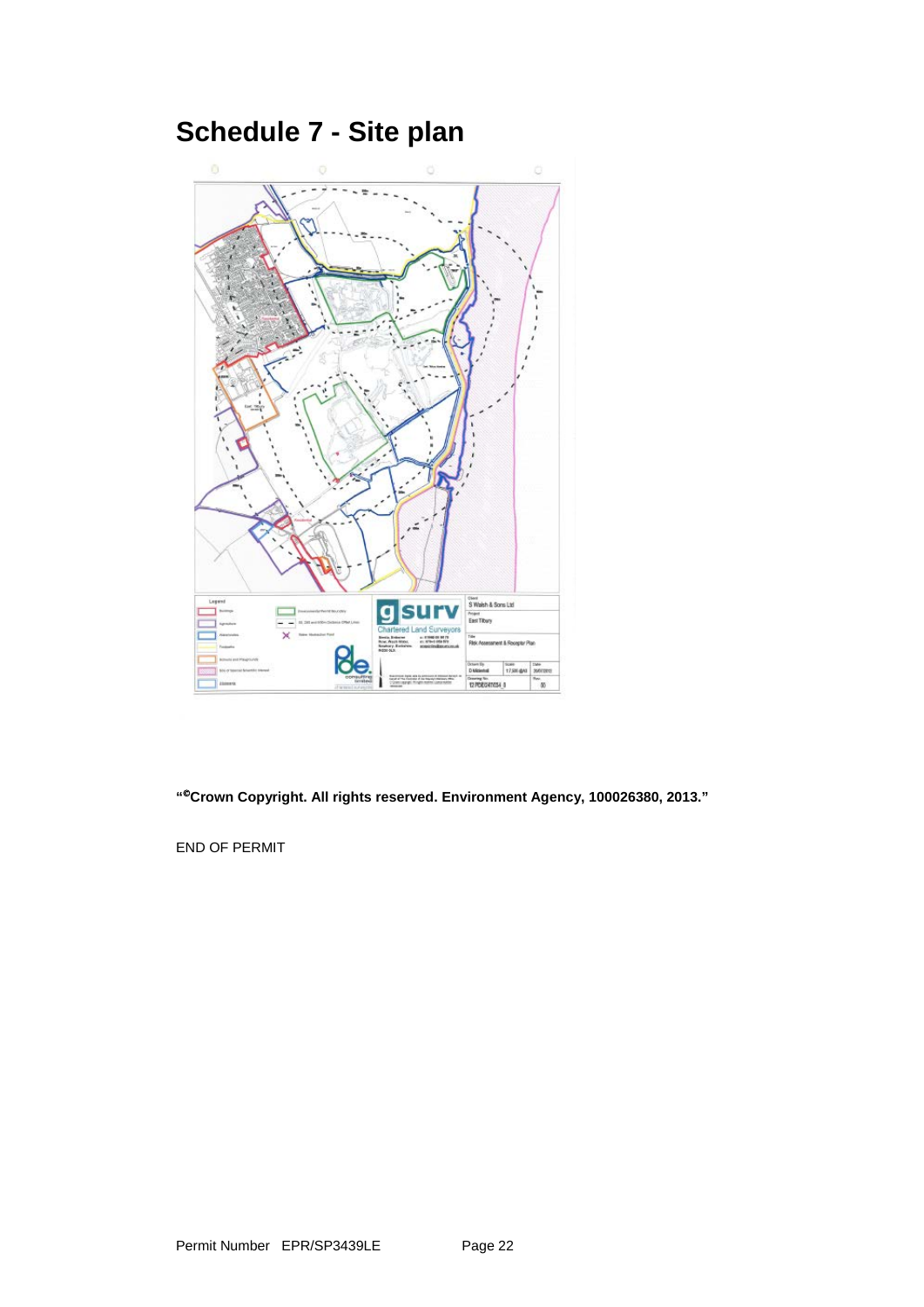# Schedule 7 - Site plan

"©Crown Copyright. All rights reserved. Environment Agency, 100026380, 2013."

END OF PERMIT